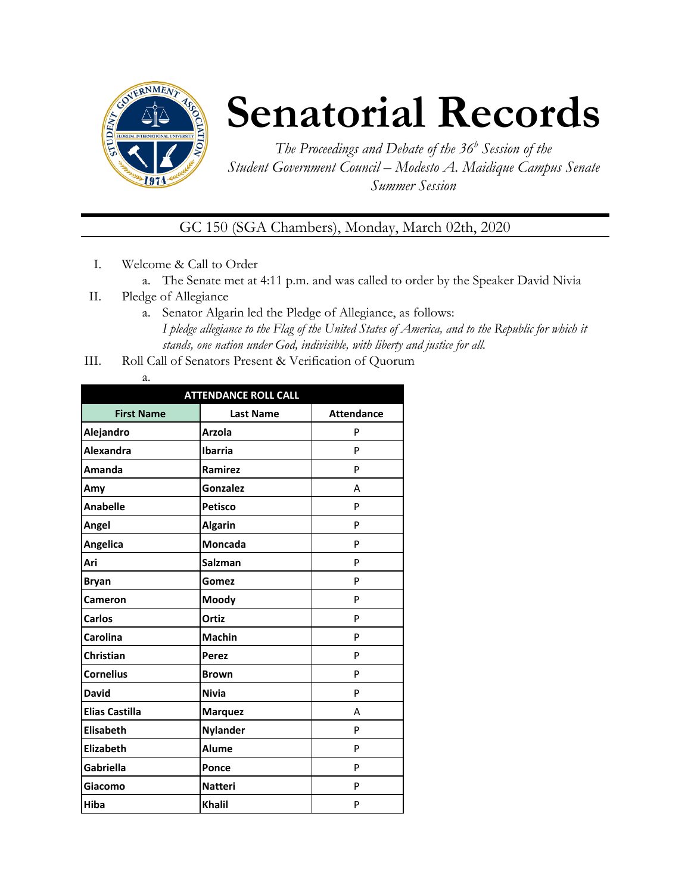# Senatorial Records

*The Proceedings and Debate of the 36^b Session of the Student Government Council – Modesto A. Maidique Campus Senate Summer Session*

GC 150 (SGA Chambers), Monday, March 02th, 2020

I. Welcome & Call to Order
   a. The Senate met at 4:11 p.m. and was called to order by the Speaker David Nivia

II. Pledge of Allegiance
   a. Senator Algarin led the Pledge of Allegiance, as follows:
   *I pledge allegiance to the Flag of the United States of America, and to the Republic for which it stands, one nation under God, indivisible, with liberty and justice for all.*

III. Roll Call of Senators Present & Verification of Quorum
   a.

| ATTENDANCE ROLL CALL | | |
|---|---|---|
| **First Name** | **Last Name** | **Attendance** |
| **Alejandro** | **Arzola** | P |
| **Alexandra** | **Ibarria** | P |
| **Amanda** | **Ramirez** | P |
| **Amy** | **Gonzalez** | A |
| **Anabelle** | **Petisco** | P |
| **Angel** | **Algarin** | P |
| **Angelica** | **Moncada** | P |
| **Ari** | **Salzman** | P |
| **Bryan** | **Gomez** | P |
| **Cameron** | **Moody** | P |
| **Carlos** | **Ortiz** | P |
| **Carolina** | **Machin** | P |
| **Christian** | **Perez** | P |
| **Cornelius** | **Brown** | P |
| **David** | **Nivia** | P |
| **Elias Castilla** | **Marquez** | A |
| **Elisabeth** | **Nylander** | P |
| **Elizabeth** | **Alume** | P |
| **Gabriella** | **Ponce** | P |
| **Giacomo** | **Natteri** | P |
| **Hiba** | **Khalil** | P |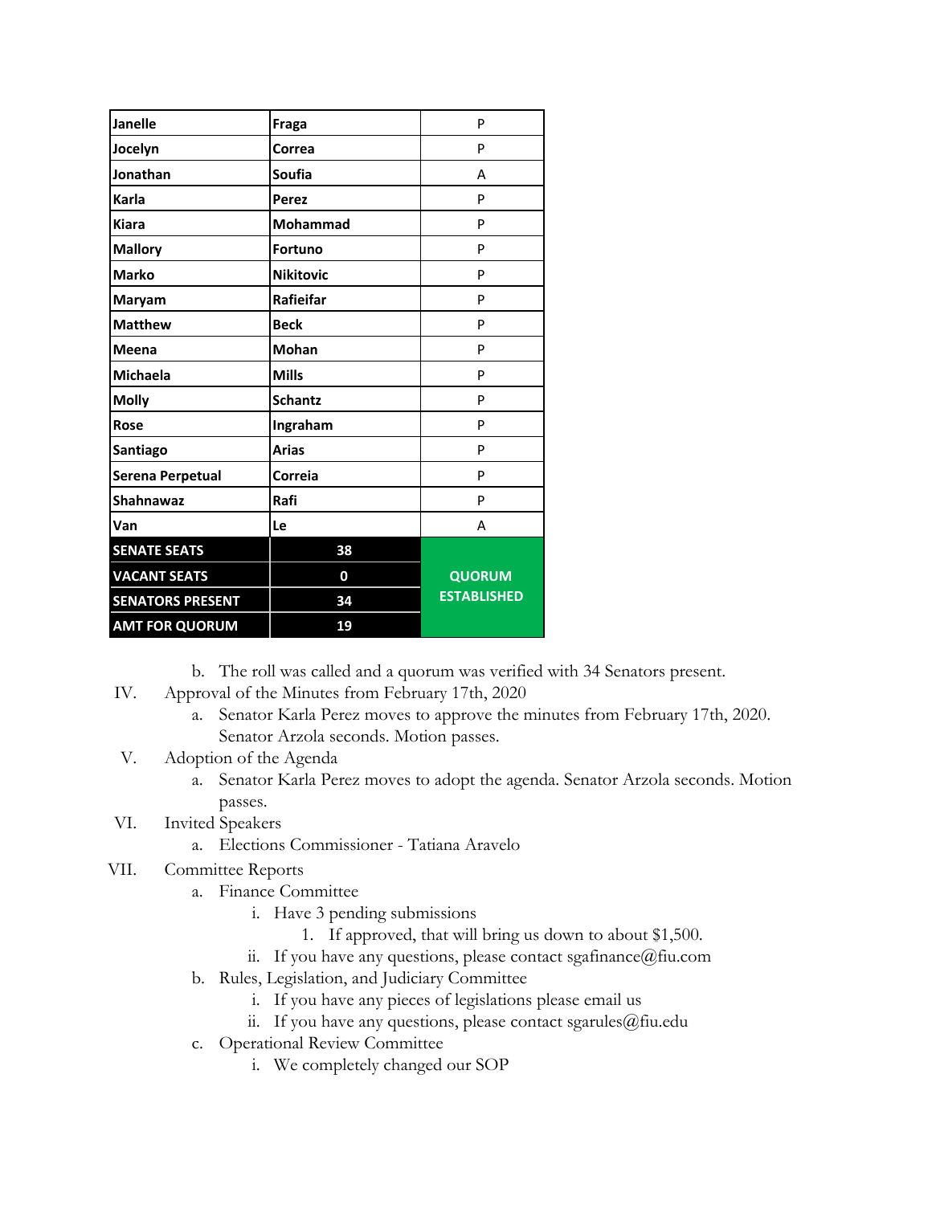| Janelle | Fraga | P |
|---|---|---|
| Jocelyn | Correa | P |
| Jonathan | Soufia | A |
| Karla | Perez | P |
| Kiara | Mohammad | P |
| Mallory | Fortuno | P |
| Marko | Nikitovic | P |
| Maryam | Rafieifar | P |
| Matthew | Beck | P |
| Meena | Mohan | P |
| Michaela | Mills | P |
| Molly | Schantz | P |
| Rose | Ingraham | P |
| Santiago | Arias | P |
| Serena Perpetual | Correia | P |
| Shahnawaz | Rafi | P |
| Van | Le | A |
| **SENATE SEATS** | **38** | **QUORUM ESTABLISHED** |
| **VACANT SEATS** | **0** | |
| **SENATORS PRESENT** | **34** | |
| **AMT FOR QUORUM** | **19** | |

b. The roll was called and a quorum was verified with 34 Senators present.

IV. Approval of the Minutes from February 17th, 2020

a. Senator Karla Perez moves to approve the minutes from February 17th, 2020. Senator Arzola seconds. Motion passes.

V. Adoption of the Agenda

a. Senator Karla Perez moves to adopt the agenda. Senator Arzola seconds. Motion passes.

VI. Invited Speakers

a. Elections Commissioner - Tatiana Aravelo

VII. Committee Reports

a. Finance Committee

i. Have 3 pending submissions

1. If approved, that will bring us down to about $1,500.

ii. If you have any questions, please contact sgafinance@fiu.com

b. Rules, Legislation, and Judiciary Committee

i. If you have any pieces of legislations please email us

ii. If you have any questions, please contact sgarules@fiu.edu

c. Operational Review Committee

i. We completely changed our SOP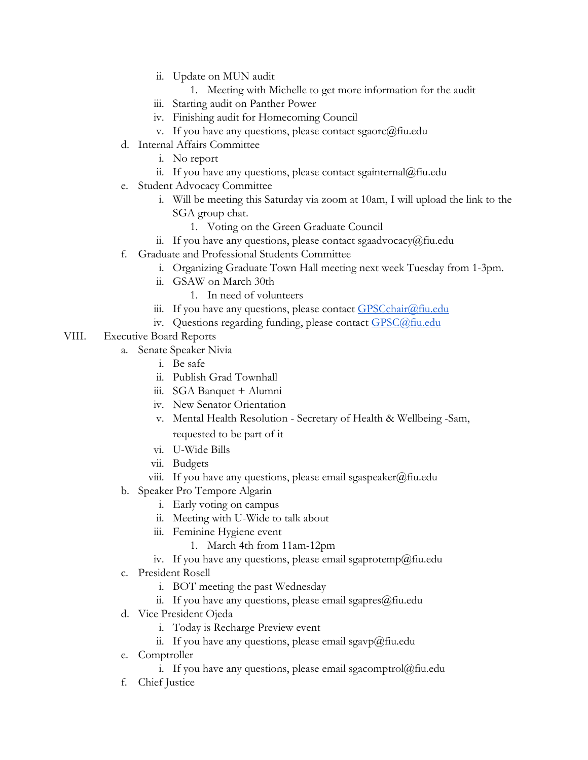- ii. Update on MUN audit
  1. Meeting with Michelle to get more information for the audit
- iii. Starting audit on Panther Power
- iv. Finishing audit for Homecoming Council
- v. If you have any questions, please contact sgaorc@fiu.edu

d. Internal Affairs Committee
- i. No report
- ii. If you have any questions, please contact sgainternal@fiu.edu

e. Student Advocacy Committee
- i. Will be meeting this Saturday via zoom at 10am, I will upload the link to the SGA group chat.
  1. Voting on the Green Graduate Council
- ii. If you have any questions, please contact sgaadvocacy@fiu.edu

f. Graduate and Professional Students Committee
- i. Organizing Graduate Town Hall meeting next week Tuesday from 1-3pm.
- ii. GSAW on March 30th
  1. In need of volunteers
- iii. If you have any questions, please contact GPSCchair@fiu.edu
- iv. Questions regarding funding, please contact GPSC@fiu.edu

VIII. Executive Board Reports

a. Senate Speaker Nivia
- i. Be safe
- ii. Publish Grad Townhall
- iii. SGA Banquet + Alumni
- iv. New Senator Orientation
- v. Mental Health Resolution - Secretary of Health & Wellbeing -Sam, requested to be part of it
- vi. U-Wide Bills
- vii. Budgets
- viii. If you have any questions, please email sgaspeaker@fiu.edu

b. Speaker Pro Tempore Algarin
- i. Early voting on campus
- ii. Meeting with U-Wide to talk about
- iii. Feminine Hygiene event
  1. March 4th from 11am-12pm
- iv. If you have any questions, please email sgaprotemp@fiu.edu

c. President Rosell
- i. BOT meeting the past Wednesday
- ii. If you have any questions, please email sgapres@fiu.edu

d. Vice President Ojeda
- i. Today is Recharge Preview event
- ii. If you have any questions, please email sgavp@fiu.edu

e. Comptroller
- i. If you have any questions, please email sgacomptrol@fiu.edu

f. Chief Justice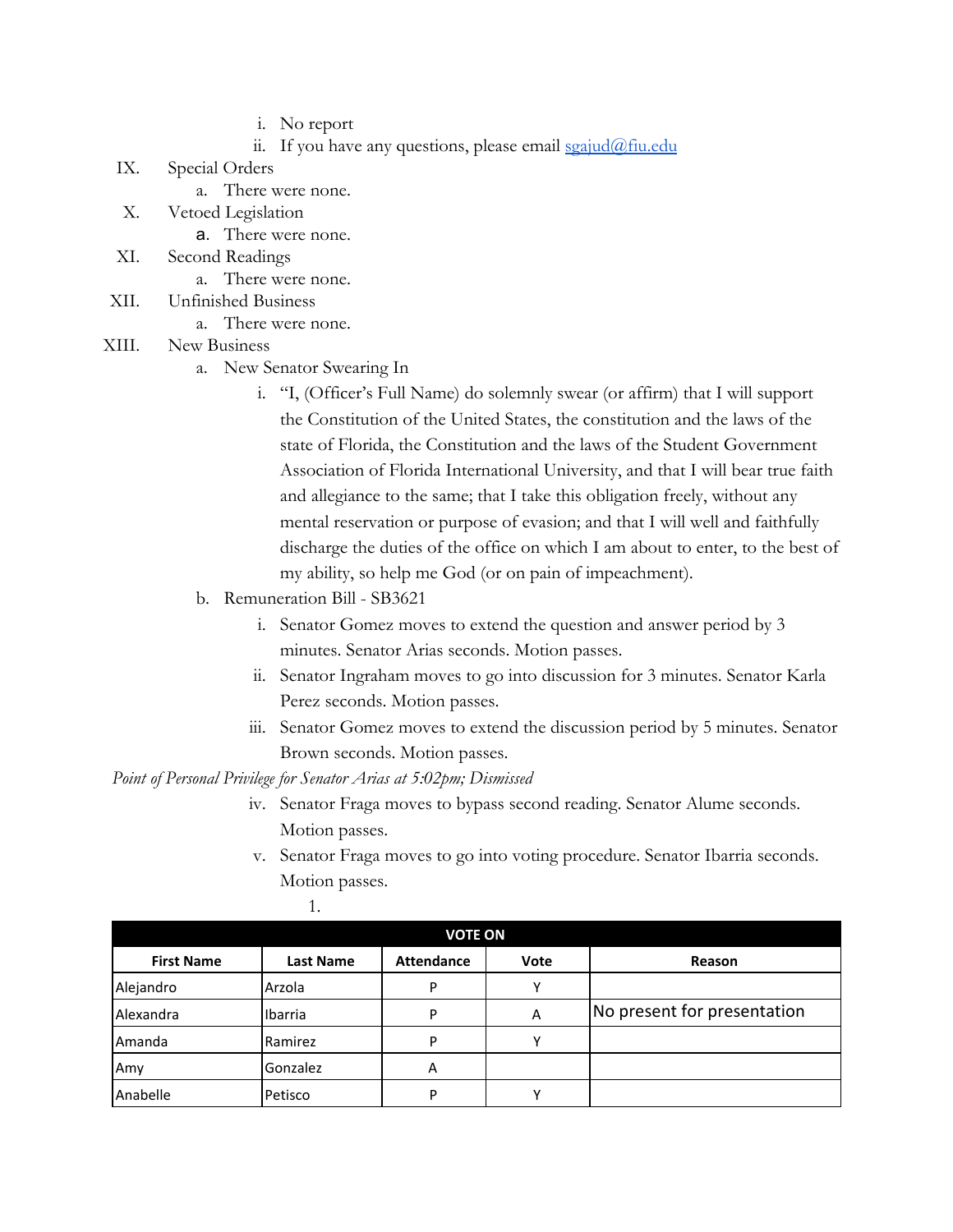i. No report

ii. If you have any questions, please email sgajud@fiu.edu

IX. Special Orders

a. There were none.

X. Vetoed Legislation

a. There were none.

XI. Second Readings

a. There were none.

XII. Unfinished Business

a. There were none.

XIII. New Business

a. New Senator Swearing In

i. "I, (Officer's Full Name) do solemnly swear (or affirm) that I will support the Constitution of the United States, the constitution and the laws of the state of Florida, the Constitution and the laws of the Student Government Association of Florida International University, and that I will bear true faith and allegiance to the same; that I take this obligation freely, without any mental reservation or purpose of evasion; and that I will well and faithfully discharge the duties of the office on which I am about to enter, to the best of my ability, so help me God (or on pain of impeachment).

b. Remuneration Bill - SB3621

i. Senator Gomez moves to extend the question and answer period by 3 minutes. Senator Arias seconds. Motion passes.

ii. Senator Ingraham moves to go into discussion for 3 minutes. Senator Karla Perez seconds. Motion passes.

iii. Senator Gomez moves to extend the discussion period by 5 minutes. Senator Brown seconds. Motion passes.

*Point of Personal Privilege for Senator Arias at 5:02pm; Dismissed*

iv. Senator Fraga moves to bypass second reading. Senator Alume seconds. Motion passes.

v. Senator Fraga moves to go into voting procedure. Senator Ibarria seconds. Motion passes.

1.

| VOTE ON | | | | |
|---|---|---|---|---|
| **First Name** | **Last Name** | **Attendance** | **Vote** | **Reason** |
| Alejandro | Arzola | P | Y | |
| Alexandra | Ibarria | P | A | No present for presentation |
| Amanda | Ramirez | P | Y | |
| Amy | Gonzalez | A | | |
| Anabelle | Petisco | P | Y | |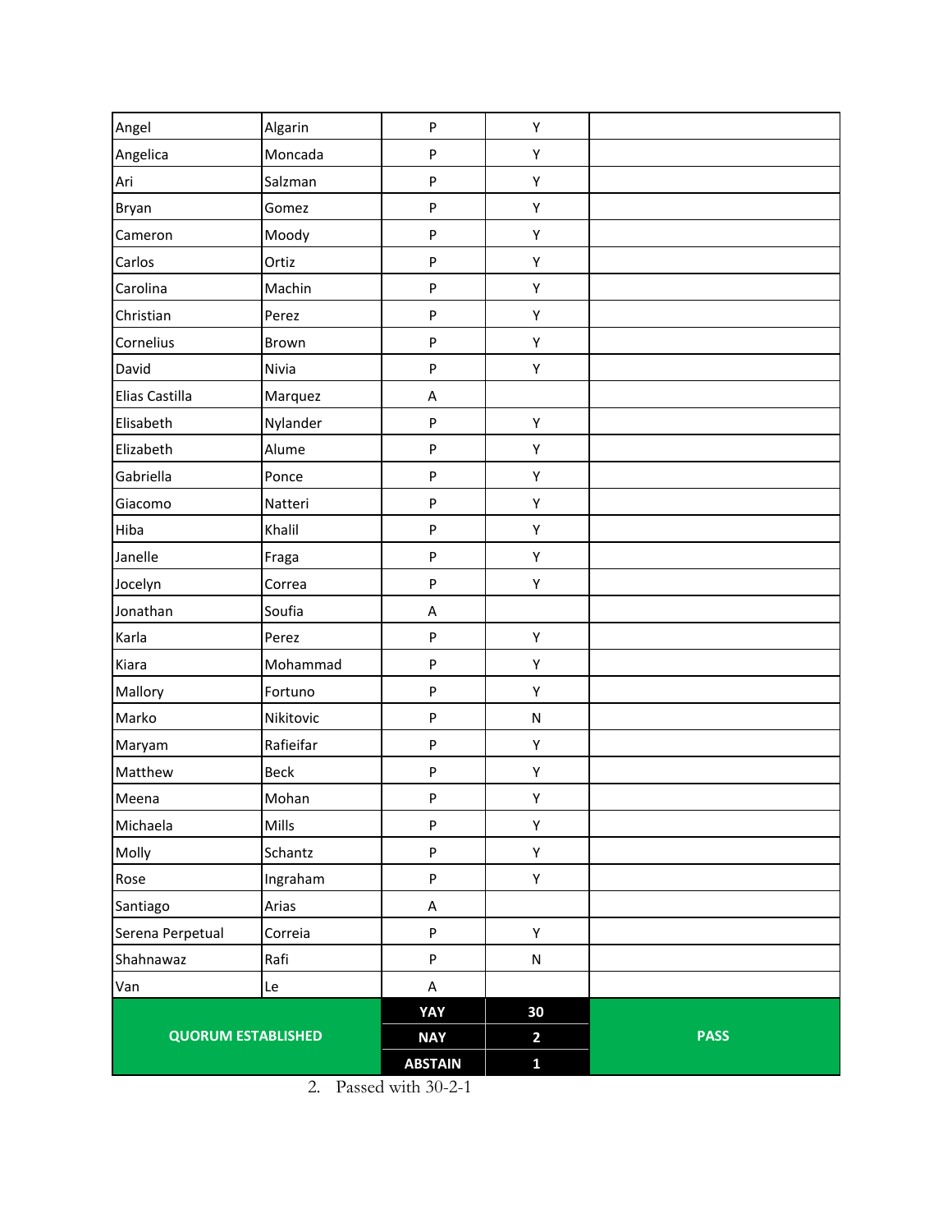| | | | | |
|---|---|---|---|---|
| Angel | Algarin | P | Y | |
| Angelica | Moncada | P | Y | |
| Ari | Salzman | P | Y | |
| Bryan | Gomez | P | Y | |
| Cameron | Moody | P | Y | |
| Carlos | Ortiz | P | Y | |
| Carolina | Machin | P | Y | |
| Christian | Perez | P | Y | |
| Cornelius | Brown | P | Y | |
| David | Nivia | P | Y | |
| Elias Castilla | Marquez | A | | |
| Elisabeth | Nylander | P | Y | |
| Elizabeth | Alume | P | Y | |
| Gabriella | Ponce | P | Y | |
| Giacomo | Natteri | P | Y | |
| Hiba | Khalil | P | Y | |
| Janelle | Fraga | P | Y | |
| Jocelyn | Correa | P | Y | |
| Jonathan | Soufia | A | | |
| Karla | Perez | P | Y | |
| Kiara | Mohammad | P | Y | |
| Mallory | Fortuno | P | Y | |
| Marko | Nikitovic | P | N | |
| Maryam | Rafieifar | P | Y | |
| Matthew | Beck | P | Y | |
| Meena | Mohan | P | Y | |
| Michaela | Mills | P | Y | |
| Molly | Schantz | P | Y | |
| Rose | Ingraham | P | Y | |
| Santiago | Arias | A | | |
| Serena Perpetual | Correia | P | Y | |
| Shahnawaz | Rafi | P | N | |
| Van | Le | A | | |
| **QUORUM ESTABLISHED** | | **YAY** | **30** | **PASS** |
| | | **NAY** | **2** | |
| | | **ABSTAIN** | **1** | |

2. Passed with 30-2-1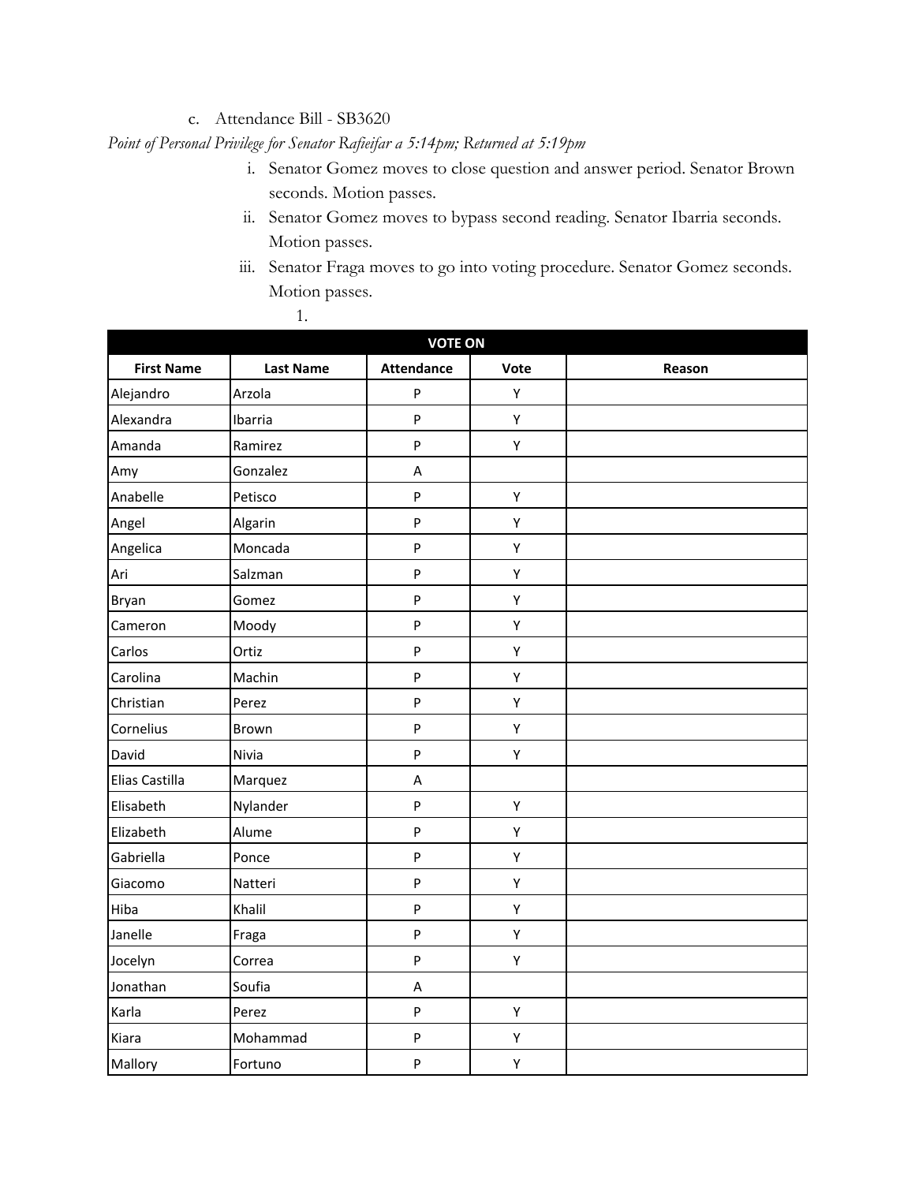c. Attendance Bill - SB3620

*Point of Personal Privilege for Senator Rafieifar a 5:14pm; Returned at 5:19pm*

i. Senator Gomez moves to close question and answer period. Senator Brown seconds. Motion passes.

ii. Senator Gomez moves to bypass second reading. Senator Ibarria seconds. Motion passes.

iii. Senator Fraga moves to go into voting procedure. Senator Gomez seconds. Motion passes.

1.

| VOTE ON | | | | |
|---|---|---|---|---|
| **First Name** | **Last Name** | **Attendance** | **Vote** | **Reason** |
| Alejandro | Arzola | P | Y | |
| Alexandra | Ibarria | P | Y | |
| Amanda | Ramirez | P | Y | |
| Amy | Gonzalez | A | | |
| Anabelle | Petisco | P | Y | |
| Angel | Algarin | P | Y | |
| Angelica | Moncada | P | Y | |
| Ari | Salzman | P | Y | |
| Bryan | Gomez | P | Y | |
| Cameron | Moody | P | Y | |
| Carlos | Ortiz | P | Y | |
| Carolina | Machin | P | Y | |
| Christian | Perez | P | Y | |
| Cornelius | Brown | P | Y | |
| David | Nivia | P | Y | |
| Elias Castilla | Marquez | A | | |
| Elisabeth | Nylander | P | Y | |
| Elizabeth | Alume | P | Y | |
| Gabriella | Ponce | P | Y | |
| Giacomo | Natteri | P | Y | |
| Hiba | Khalil | P | Y | |
| Janelle | Fraga | P | Y | |
| Jocelyn | Correa | P | Y | |
| Jonathan | Soufia | A | | |
| Karla | Perez | P | Y | |
| Kiara | Mohammad | P | Y | |
| Mallory | Fortuno | P | Y | |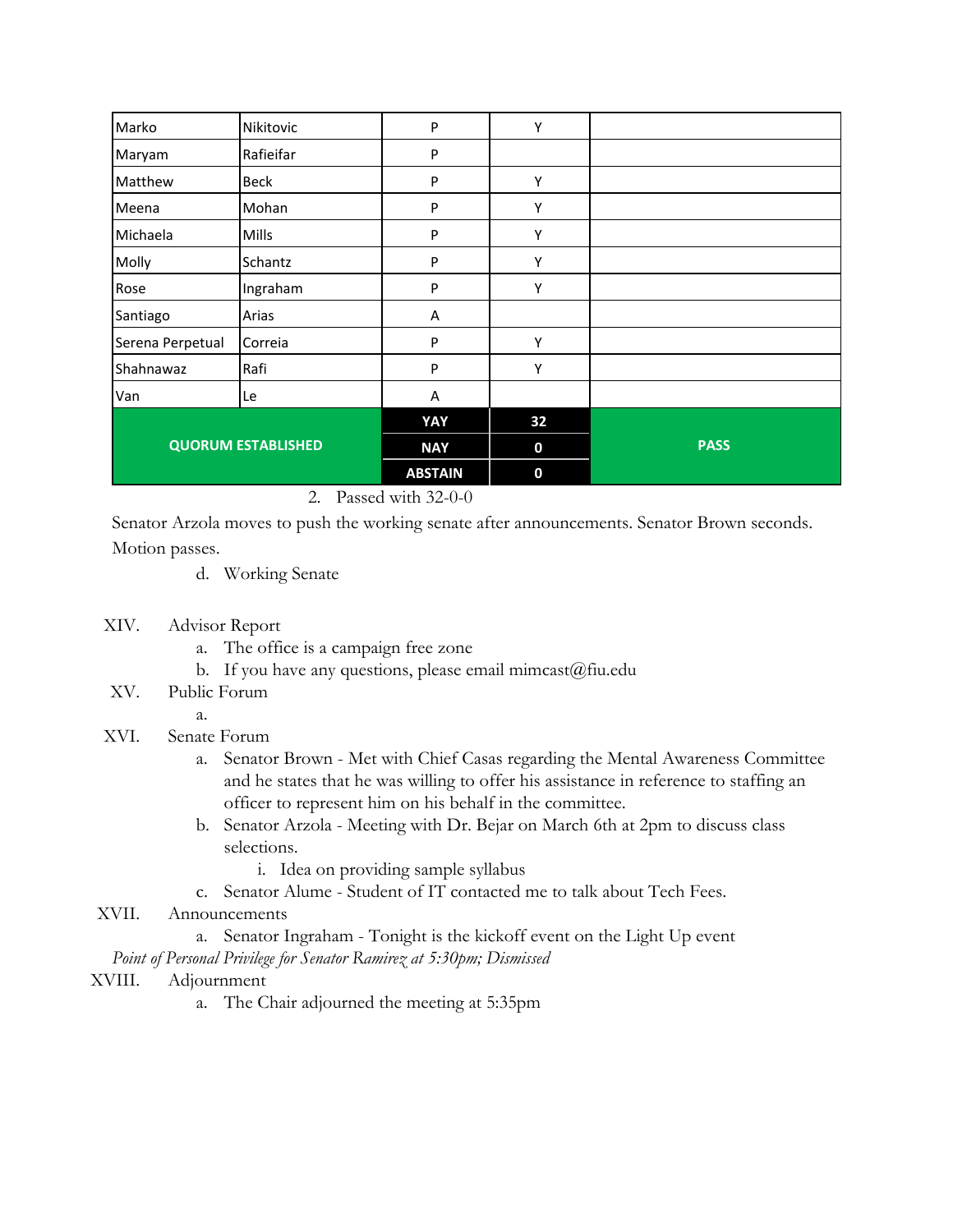| | | | | |
|---|---|---|---|---|
| Marko | Nikitovic | P | Y | |
| Maryam | Rafieifar | P | | |
| Matthew | Beck | P | Y | |
| Meena | Mohan | P | Y | |
| Michaela | Mills | P | Y | |
| Molly | Schantz | P | Y | |
| Rose | Ingraham | P | Y | |
| Santiago | Arias | A | | |
| Serena Perpetual | Correia | P | Y | |
| Shahnawaz | Rafi | P | Y | |
| Van | Le | A | | |
| **QUORUM ESTABLISHED** | | **YAY** | **32** | **PASS** |
| | | **NAY** | **0** | |
| | | **ABSTAIN** | **0** | |

2. Passed with 32-0-0

Senator Arzola moves to push the working senate after announcements. Senator Brown seconds. Motion passes.

d. Working Senate

XIV. Advisor Report
   a. The office is a campaign free zone
   b. If you have any questions, please email mimcast@fiu.edu

XV. Public Forum
   a.

XVI. Senate Forum
   a. Senator Brown - Met with Chief Casas regarding the Mental Awareness Committee and he states that he was willing to offer his assistance in reference to staffing an officer to represent him on his behalf in the committee.
   b. Senator Arzola - Meeting with Dr. Bejar on March 6th at 2pm to discuss class selections.
      i. Idea on providing sample syllabus
   c. Senator Alume - Student of IT contacted me to talk about Tech Fees.

XVII. Announcements
   a. Senator Ingraham - Tonight is the kickoff event on the Light Up event

*Point of Personal Privilege for Senator Ramirez at 5:30pm; Dismissed*

XVIII. Adjournment
   a. The Chair adjourned the meeting at 5:35pm